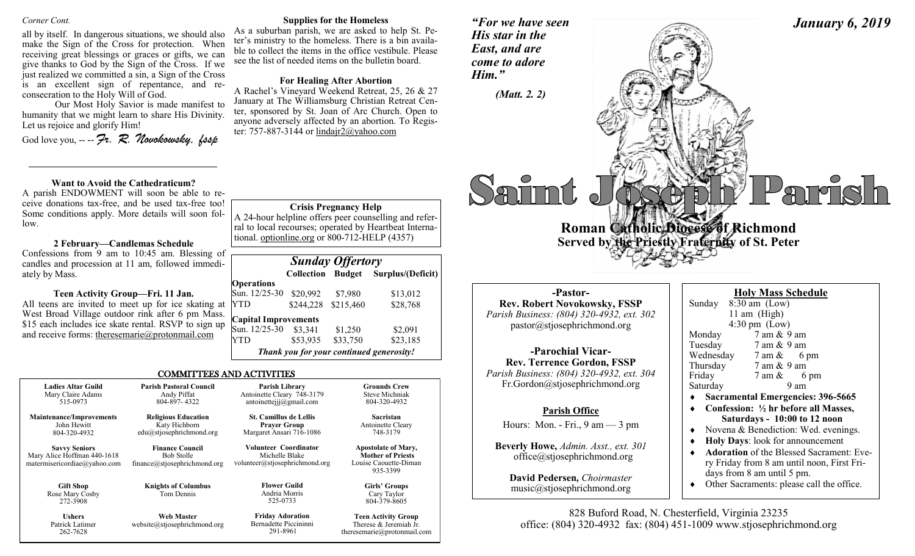*Corner Cont.*

all by itself. In dangerous situations, we should also make the Sign of the Cross for protection. When receiving great blessings or graces or gifts, we can give thanks to God by the Sign of the Cross. If we just realized we committed a sin, a Sign of the Cross is an excellent sign of repentance, and re-consecration to the Holy Will of God.

Our Most Holy Savior is made manifest to humanity that we might learn to share His Divinity. Let us rejoice and glorify Him!

God love you, -- -- *Fr. R. Novokowsky, fssp*

**Want to Avoid the Cathedraticum?**

A parish ENDOWMENT will soon be able to receive donations tax-free, and be used tax-free too! Some conditions apply. More details will soon follow.

**2 February—Candlemas Schedule**

Confessions from 9 am to 10:45 am. Blessing of candles and procession at 11 am, followed immediately by Mass.

**Teen Activity Group—Fri. 11 Jan.**

All teens are invited to meet up for ice skating at West Broad Village outdoor rink after 6 pm Mass. $15 each includes ice skate rental. RSVP to sign up and receive forms: theresemarie@protonmail.com

**Supplies for the Homeless**

As a suburban parish, we are asked to help St. Peter's ministry to the homeless. There is a bin available to collect the items in the office vestibule. Please see the list of needed items on the bulletin board.

**For Healing After Abortion**

A Rachel's Vineyard Weekend Retreat, 25, 26 & 27 January at The Williamsburg Christian Retreat Center, sponsored by St. Joan of Arc Church. Open to anyone adversely affected by an abortion. To Register: 757-887-3144 or lindajr2@yahoo.com

**Crisis Pregnancy Help**

A 24-hour helpline offers peer counselling and referral to local recourses; operated by Heartbeat International. optionline.org or 800-712-HELP (4357)

***Sunday Offertory***

| | Collection | Budget | Surplus/(Deficit) |
|---|---|---|---|
| **Operations** | | | |
| Sun. 12/25-30 | $20,992 | $7,980 | $13,012 |
| YTD | $244,228 | $215,460 | $28,768 |
| **Capital Improvements** | | | |
| Sun. 12/25-30 | $3,341 | $1,250 | $2,091 |
| YTD | $53,935 | $33,750 | $23,185 |

***Thank you for your continued generosity!***

## COMMITTEES AND ACTIVITIES

| | | | |
|---|---|---|---|
| **Ladies Altar Guild** Mary Claire Adams 515-0973 | **Parish Pastoral Council** Andy Piffat 804-897- 4322 | **Parish Library** Antoinette Cleary 748-3179 antoinettejjj@gmail.com | **Grounds Crew** Steve Michniak 804-320-4932 |
| **Maintenance/Improvements** John Hewitt 804-320-4932 | **Religious Education** Katy Hichborn edu@stjosephrichmond.org | **St. Camillus de Lellis Prayer Group** Margaret Ansari 716-1086 | **Sacristan** Antoinette Cleary 748-3179 |
| **Savvy Seniors** Mary Alice Hoffman 440-1618 matermisericordiae@yahoo.com | **Finance Council** Bob Stolle finance@stjosephrichmond.org | **Volunteer Coordinator** Michelle Blake volunteer@stjosephrichmond.org | **Apostolate of Mary, Mother of Priests** Louise Caouette-Diman 935-3399 |
| **Gift Shop** Rose Mary Cosby 272-3908 | **Knights of Columbus** Tom Dennis | **Flower Guild** Andria Morris 525-0733 | **Girls' Groups** Cary Taylor 804-379-8605 |
| **Ushers** Patrick Latimer 262-7628 | **Web Master** website@stjosephrichmond.org | **Friday Adoration** Bernadette Piccininni 291-8961 | **Teen Activity Group** Therese & Jeremiah Jr. theresemarie@protonmail.com |

*"For we have seen His star in the East, and are come to adore Him."*

*(Matt. 2. 2)*

***January 6, 2019***

# Saint Joseph Parish

**Roman Catholic Diocese of Richmond**
**Served by the Priestly Fraternity of St. Peter**

**-Pastor-**
**Rev. Robert Novokowsky, FSSP**
*Parish Business: (804) 320-4932, ext. 302*
pastor@stjosephrichmond.org

**-Parochial Vicar-**
**Rev. Terrence Gordon, FSSP**
*Parish Business: (804) 320-4932, ext. 304*
Fr.Gordon@stjosephrichmond.org

**Parish Office**

Hours: Mon. - Fri., 9 am — 3 pm

**Beverly Howe,** *Admin. Asst., ext. 301*
office@stjosephrichmond.org

**David Pedersen,** *Choirmaster*
music@stjosephrichmond.org

**Holy Mass Schedule**

Sunday 8:30 am (Low)
11 am (High)
4:30 pm (Low)
Monday 7 am & 9 am
Tuesday 7 am & 9 am
Wednesday 7 am & 6 pm
Thursday 7 am & 9 am
Friday 7 am & 6 pm
Saturday 9 am

- **Sacramental Emergencies: 396-5665**
- **Confession: ½ hr before all Masses, Saturdays - 10:00 to 12 noon**
- Novena & Benediction: Wed. evenings.
- **Holy Days**: look for announcement
- **Adoration** of the Blessed Sacrament: Every Friday from 8 am until noon, First Fridays from 8 am until 5 pm.
- Other Sacraments: please call the office.

828 Buford Road, N. Chesterfield, Virginia 23235
office: (804) 320-4932 fax: (804) 451-1009 www.stjosephrichmond.org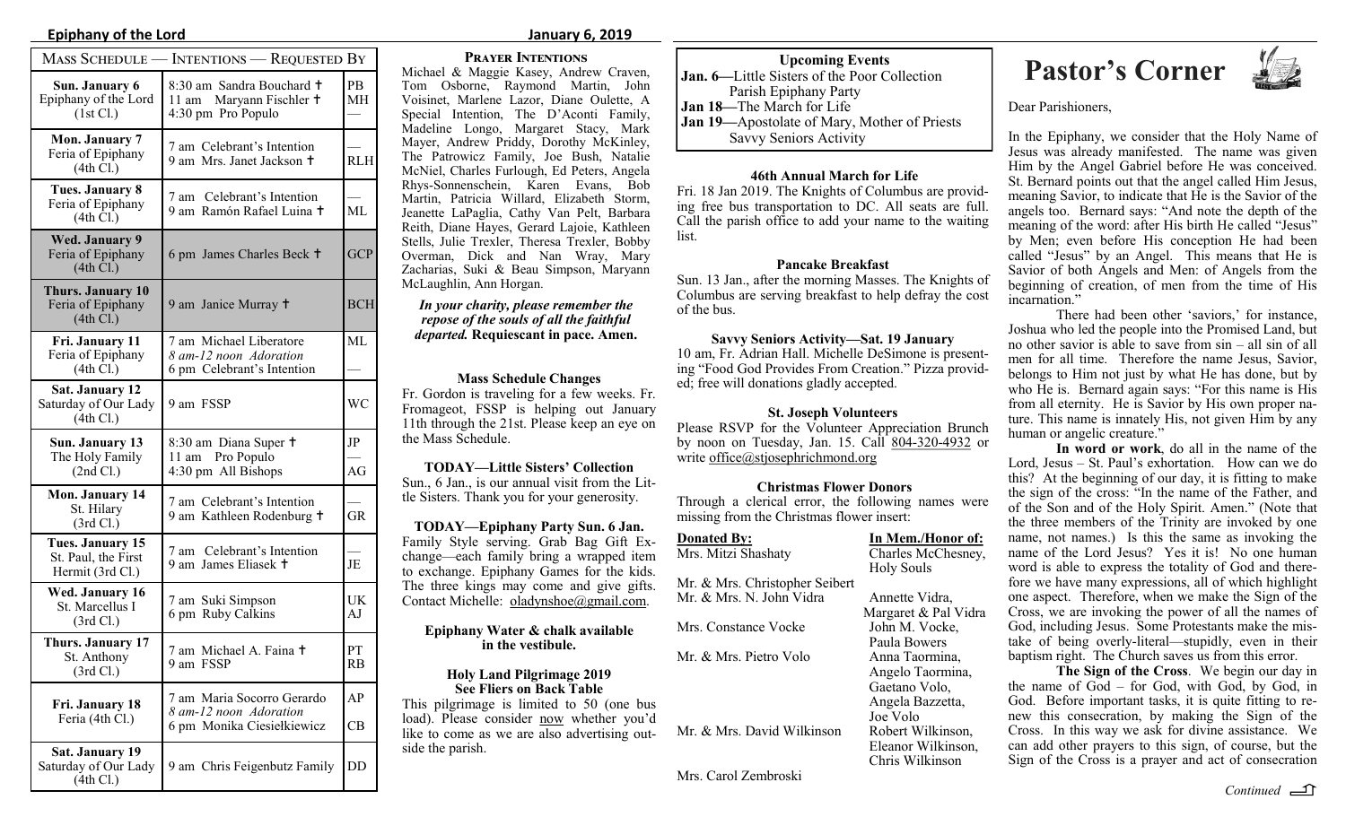## Mass Schedule — Intentions — Requested By

| | | |
|---|---|---|
| **Sun. January 6** Epiphany of the Lord (1st Cl.) | 8:30 am Sandra Bouchard ✝ 11 am Maryann Fischler ✝ 4:30 pm Pro Populo | PB MH — |
| **Mon. January 7** Feria of Epiphany (4th Cl.) | 7 am Celebrant's Intention 9 am Mrs. Janet Jackson ✝ | — RLH |
| **Tues. January 8** Feria of Epiphany (4th Cl.) | 7 am Celebrant's Intention 9 am Ramón Rafael Luina ✝ | — ML |
| **Wed. January 9** Feria of Epiphany (4th Cl.) | 6 pm James Charles Beck ✝ | GCP |
| **Thurs. January 10** Feria of Epiphany (4th Cl.) | 9 am Janice Murray ✝ | BCH |
| **Fri. January 11** Feria of Epiphany (4th Cl.) | 7 am Michael Liberatore *8 am-12 noon Adoration* 6 pm Celebrant's Intention | ML — |
| **Sat. January 12** Saturday of Our Lady (4th Cl.) | 9 am FSSP | WC |
| **Sun. January 13** The Holy Family (2nd Cl.) | 8:30 am Diana Super ✝ 11 am Pro Populo 4:30 pm All Bishops | JP — AG |
| **Mon. January 14** St. Hilary (3rd Cl.) | 7 am Celebrant's Intention 9 am Kathleen Rodenburg ✝ | — GR |
| **Tues. January 15** St. Paul, the First Hermit (3rd Cl.) | 7 am Celebrant's Intention 9 am James Eliasek ✝ | — JE |
| **Wed. January 16** St. Marcellus I (3rd Cl.) | 7 am Suki Simpson 6 pm Ruby Calkins | UK AJ |
| **Thurs. January 17** St. Anthony (3rd Cl.) | 7 am Michael A. Faina ✝ 9 am FSSP | PT RB |
| **Fri. January 18** Feria (4th Cl.) | 7 am Maria Socorro Gerardo *8 am-12 noon Adoration* 6 pm Monika Ciesielkiewicz | AP CB |
| **Sat. January 19** Saturday of Our Lady (4th Cl.) | 9 am Chris Feigenbutz Family | DD |

### Prayer Intentions

Michael & Maggie Kasey, Andrew Craven, Tom Osborne, Raymond Martin, John Voisinet, Marlene Lazor, Diane Oulette, A Special Intention, The D'Aconti Family, Madeline Longo, Margaret Stacy, Mark Mayer, Andrew Priddy, Dorothy McKinley, The Patrowicz Family, Joe Bush, Natalie McNiel, Charles Furlough, Ed Peters, Angela Rhys-Sonnenschein, Karen Evans, Bob Martin, Patricia Willard, Elizabeth Storm, Jeanette LaPaglia, Cathy Van Pelt, Barbara Reith, Diane Hayes, Gerard Lajoie, Kathleen Stells, Julie Trexler, Theresa Trexler, Bobby Overman, Dick and Nan Wray, Mary Zacharias, Suki & Beau Simpson, Maryann McLaughlin, Ann Horgan.

***In your charity, please remember the repose of the souls of all the faithful departed.*** **Requiescant in pace. Amen.**

### Mass Schedule Changes

Fr. Gordon is traveling for a few weeks. Fr. Fromageot, FSSP is helping out January 11th through the 21st. Please keep an eye on the Mass Schedule.

### TODAY—Little Sisters' Collection

Sun., 6 Jan., is our annual visit from the Little Sisters. Thank you for your generosity.

### TODAY—Epiphany Party Sun. 6 Jan.

Family Style serving. Grab Bag Gift Exchange—each family bring a wrapped item to exchange. Epiphany Games for the kids. The three kings may come and give gifts. Contact Michelle: oladynshoe@gmail.com.

### Epiphany Water & chalk available in the vestibule.

### Holy Land Pilgrimage 2019
### See Fliers on Back Table

This pilgrimage is limited to 50 (one bus load). Please consider now whether you'd like to come as we are also advertising outside the parish.

### Upcoming Events

**Jan. 6**—Little Sisters of the Poor Collection
Parish Epiphany Party
**Jan 18**—The March for Life
**Jan 19**—Apostolate of Mary, Mother of Priests
Savvy Seniors Activity

### 46th Annual March for Life

Fri. 18 Jan 2019. The Knights of Columbus are providing free bus transportation to DC. All seats are full. Call the parish office to add your name to the waiting list.

### Pancake Breakfast

Sun. 13 Jan., after the morning Masses. The Knights of Columbus are serving breakfast to help defray the cost of the bus.

### Savvy Seniors Activity—Sat. 19 January

10 am, Fr. Adrian Hall. Michelle DeSimone is presenting "Food God Provides From Creation." Pizza provided; free will donations gladly accepted.

### St. Joseph Volunteers

Please RSVP for the Volunteer Appreciation Brunch by noon on Tuesday, Jan. 15. Call 804-320-4932 or write office@stjosephrichmond.org

### Christmas Flower Donors

Through a clerical error, the following names were missing from the Christmas flower insert:

| Donated By: | In Mem./Honor of: |
|---|---|
| Mrs. Mitzi Shashaty | Charles McChesney, Holy Souls |
| Mr. & Mrs. Christopher Seibert | |
| Mr. & Mrs. N. John Vidra | Annette Vidra, Margaret & Pal Vidra |
| Mrs. Constance Vocke | John M. Vocke, Paula Bowers |
| Mr. & Mrs. Pietro Volo | Anna Taormina, Angelo Taormina, Gaetano Volo, Angela Bazzetta, Joe Volo |
| Mr. & Mrs. David Wilkinson | Robert Wilkinson, Eleanor Wilkinson, Chris Wilkinson |
| Mrs. Carol Zembroski | |

# Pastor's Corner

Dear Parishioners,

In the Epiphany, we consider that the Holy Name of Jesus was already manifested. The name was given Him by the Angel Gabriel before He was conceived. St. Bernard points out that the angel called Him Jesus, meaning Savior, to indicate that He is the Savior of the angels too. Bernard says: "And note the depth of the meaning of the word: after His birth He called "Jesus" by Men; even before His conception He had been called "Jesus" by an Angel. This means that He is Savior of both Angels and Men: of Angels from the beginning of creation, of men from the time of His incarnation."

There had been other 'saviors,' for instance, Joshua who led the people into the Promised Land, but no other savior is able to save from sin – all sin of all men for all time. Therefore the name Jesus, Savior, belongs to Him not just by what He has done, but by who He is. Bernard again says: "For this name is His from all eternity. He is Savior by His own proper nature. This name is innately His, not given Him by any human or angelic creature."

**In word or work**, do all in the name of the Lord, Jesus – St. Paul's exhortation. How can we do this? At the beginning of our day, it is fitting to make the sign of the cross: "In the name of the Father, and of the Son and of the Holy Spirit. Amen." (Note that the three members of the Trinity are invoked by one name, not names.) Is this the same as invoking the name of the Lord Jesus? Yes it is! No one human word is able to express the totality of God and therefore we have many expressions, all of which highlight one aspect. Therefore, when we make the Sign of the Cross, we are invoking the power of all the names of God, including Jesus. Some Protestants make the mistake of being overly-literal—stupidly, even in their baptism right. The Church saves us from this error.

**The Sign of the Cross**. We begin our day in the name of God – for God, with God, by God, in God. Before important tasks, it is quite fitting to renew this consecration, by making the Sign of the Cross. In this way we ask for divine assistance. We can add other prayers to this sign, of course, but the Sign of the Cross is a prayer and act of consecration

*Continued*